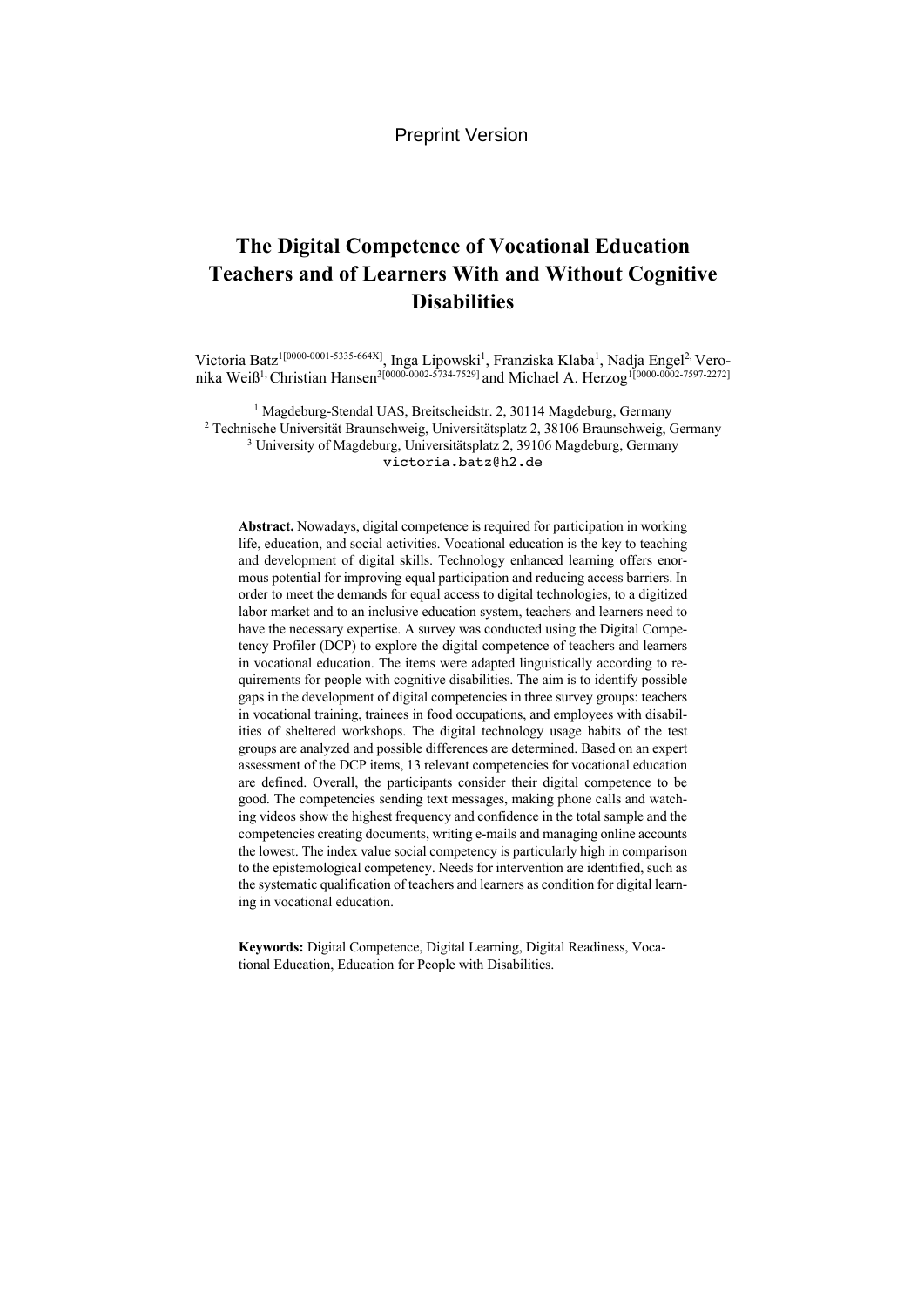Preprint Version

# The Digital Competence of Vocational Education Teachers and of Learners With and Without Cognitive Disabilities

Victoria Batz[1[0000-0001-5335-664X]], Inga Lipowski[1], Franziska Klaba[1], Nadja Engel[2], Veronika Weiß[1], Christian Hansen[3[0000-0002-5734-7529]] and Michael A. Herzog[1[0000-0002-7597-2272]]

[1] Magdeburg-Stendal UAS, Breitscheidstr. 2, 30114 Magdeburg, Germany
[2] Technische Universität Braunschweig, Universitätsplatz 2, 38106 Braunschweig, Germany
[3] University of Magdeburg, Universitätsplatz 2, 39106 Magdeburg, Germany
victoria.batz@h2.de

**Abstract.** Nowadays, digital competence is required for participation in working life, education, and social activities. Vocational education is the key to teaching and development of digital skills. Technology enhanced learning offers enormous potential for improving equal participation and reducing access barriers. In order to meet the demands for equal access to digital technologies, to a digitized labor market and to an inclusive education system, teachers and learners need to have the necessary expertise. A survey was conducted using the Digital Competency Profiler (DCP) to explore the digital competence of teachers and learners in vocational education. The items were adapted linguistically according to requirements for people with cognitive disabilities. The aim is to identify possible gaps in the development of digital competencies in three survey groups: teachers in vocational training, trainees in food occupations, and employees with disabilities of sheltered workshops. The digital technology usage habits of the test groups are analyzed and possible differences are determined. Based on an expert assessment of the DCP items, 13 relevant competencies for vocational education are defined. Overall, the participants consider their digital competence to be good. The competencies sending text messages, making phone calls and watching videos show the highest frequency and confidence in the total sample and the competencies creating documents, writing e-mails and managing online accounts the lowest. The index value social competency is particularly high in comparison to the epistemological competency. Needs for intervention are identified, such as the systematic qualification of teachers and learners as condition for digital learning in vocational education.

**Keywords:** Digital Competence, Digital Learning, Digital Readiness, Vocational Education, Education for People with Disabilities.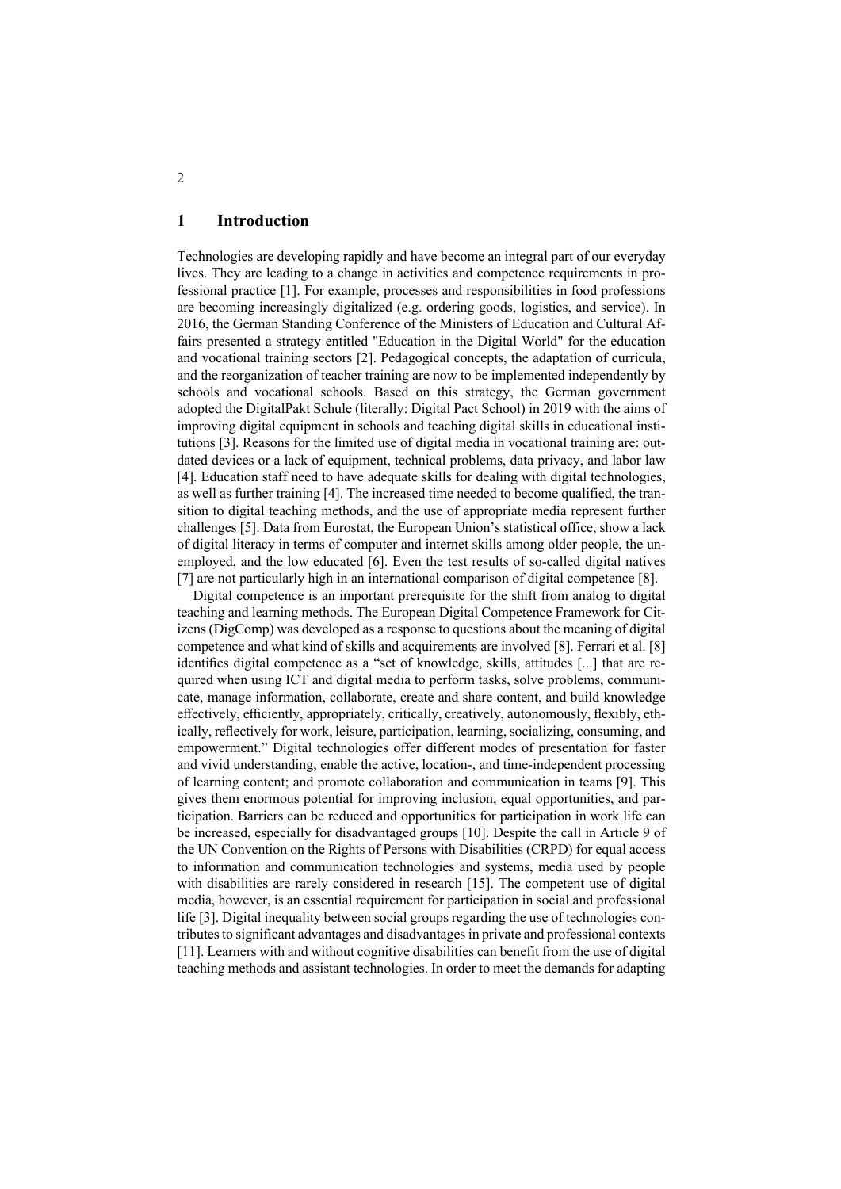# 1 Introduction

Technologies are developing rapidly and have become an integral part of our everyday lives. They are leading to a change in activities and competence requirements in professional practice [1]. For example, processes and responsibilities in food professions are becoming increasingly digitalized (e.g. ordering goods, logistics, and service). In 2016, the German Standing Conference of the Ministers of Education and Cultural Affairs presented a strategy entitled "Education in the Digital World" for the education and vocational training sectors [2]. Pedagogical concepts, the adaptation of curricula, and the reorganization of teacher training are now to be implemented independently by schools and vocational schools. Based on this strategy, the German government adopted the DigitalPakt Schule (literally: Digital Pact School) in 2019 with the aims of improving digital equipment in schools and teaching digital skills in educational institutions [3]. Reasons for the limited use of digital media in vocational training are: outdated devices or a lack of equipment, technical problems, data privacy, and labor law [4]. Education staff need to have adequate skills for dealing with digital technologies, as well as further training [4]. The increased time needed to become qualified, the transition to digital teaching methods, and the use of appropriate media represent further challenges [5]. Data from Eurostat, the European Union's statistical office, show a lack of digital literacy in terms of computer and internet skills among older people, the unemployed, and the low educated [6]. Even the test results of so-called digital natives [7] are not particularly high in an international comparison of digital competence [8].

Digital competence is an important prerequisite for the shift from analog to digital teaching and learning methods. The European Digital Competence Framework for Citizens (DigComp) was developed as a response to questions about the meaning of digital competence and what kind of skills and acquirements are involved [8]. Ferrari et al. [8] identifies digital competence as a "set of knowledge, skills, attitudes [...] that are required when using ICT and digital media to perform tasks, solve problems, communicate, manage information, collaborate, create and share content, and build knowledge effectively, efficiently, appropriately, critically, creatively, autonomously, flexibly, ethically, reflectively for work, leisure, participation, learning, socializing, consuming, and empowerment." Digital technologies offer different modes of presentation for faster and vivid understanding; enable the active, location-, and time-independent processing of learning content; and promote collaboration and communication in teams [9]. This gives them enormous potential for improving inclusion, equal opportunities, and participation. Barriers can be reduced and opportunities for participation in work life can be increased, especially for disadvantaged groups [10]. Despite the call in Article 9 of the UN Convention on the Rights of Persons with Disabilities (CRPD) for equal access to information and communication technologies and systems, media used by people with disabilities are rarely considered in research [15]. The competent use of digital media, however, is an essential requirement for participation in social and professional life [3]. Digital inequality between social groups regarding the use of technologies contributes to significant advantages and disadvantages in private and professional contexts [11]. Learners with and without cognitive disabilities can benefit from the use of digital teaching methods and assistant technologies. In order to meet the demands for adapting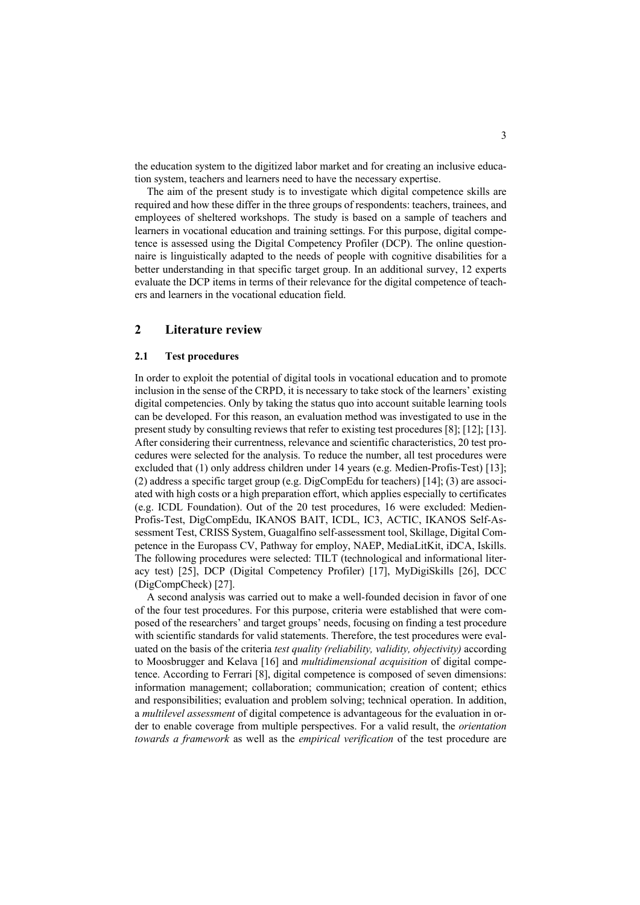the education system to the digitized labor market and for creating an inclusive education system, teachers and learners need to have the necessary expertise.

The aim of the present study is to investigate which digital competence skills are required and how these differ in the three groups of respondents: teachers, trainees, and employees of sheltered workshops. The study is based on a sample of teachers and learners in vocational education and training settings. For this purpose, digital competence is assessed using the Digital Competency Profiler (DCP). The online questionnaire is linguistically adapted to the needs of people with cognitive disabilities for a better understanding in that specific target group. In an additional survey, 12 experts evaluate the DCP items in terms of their relevance for the digital competence of teachers and learners in the vocational education field.

## 2 Literature review

### 2.1 Test procedures

In order to exploit the potential of digital tools in vocational education and to promote inclusion in the sense of the CRPD, it is necessary to take stock of the learners' existing digital competencies. Only by taking the status quo into account suitable learning tools can be developed. For this reason, an evaluation method was investigated to use in the present study by consulting reviews that refer to existing test procedures [8]; [12]; [13]. After considering their currentness, relevance and scientific characteristics, 20 test procedures were selected for the analysis. To reduce the number, all test procedures were excluded that (1) only address children under 14 years (e.g. Medien-Profis-Test) [13]; (2) address a specific target group (e.g. DigCompEdu for teachers) [14]; (3) are associated with high costs or a high preparation effort, which applies especially to certificates (e.g. ICDL Foundation). Out of the 20 test procedures, 16 were excluded: Medien-Profis-Test, DigCompEdu, IKANOS BAIT, ICDL, IC3, ACTIC, IKANOS Self-Assessment Test, CRISS System, Guagalfino self-assessment tool, Skillage, Digital Competence in the Europass CV, Pathway for employ, NAEP, MediaLitKit, iDCA, Iskills. The following procedures were selected: TILT (technological and informational literacy test) [25], DCP (Digital Competency Profiler) [17], MyDigiSkills [26], DCC (DigCompCheck) [27].

A second analysis was carried out to make a well-founded decision in favor of one of the four test procedures. For this purpose, criteria were established that were composed of the researchers' and target groups' needs, focusing on finding a test procedure with scientific standards for valid statements. Therefore, the test procedures were evaluated on the basis of the criteria *test quality (reliability, validity, objectivity)* according to Moosbrugger and Kelava [16] and *multidimensional acquisition* of digital competence. According to Ferrari [8], digital competence is composed of seven dimensions: information management; collaboration; communication; creation of content; ethics and responsibilities; evaluation and problem solving; technical operation. In addition, a *multilevel assessment* of digital competence is advantageous for the evaluation in order to enable coverage from multiple perspectives. For a valid result, the *orientation towards a framework* as well as the *empirical verification* of the test procedure are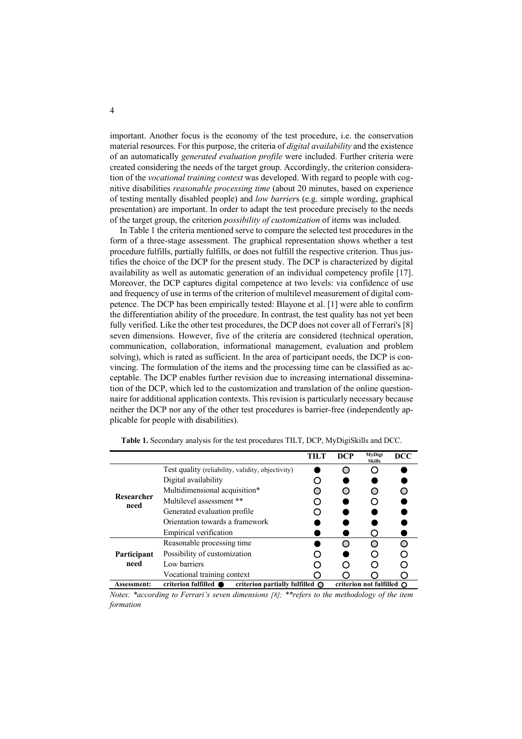important. Another focus is the economy of the test procedure, i.e. the conservation material resources. For this purpose, the criteria of *digital availability* and the existence of an automatically *generated evaluation profile* were included. Further criteria were created considering the needs of the target group. Accordingly, the criterion consideration of the *vocational training context* was developed. With regard to people with cognitive disabilities *reasonable processing time* (about 20 minutes, based on experience of testing mentally disabled people) and *low barrier*s (e.g. simple wording, graphical presentation) are important. In order to adapt the test procedure precisely to the needs of the target group, the criterion *possibility of customization* of items was included.

In Table 1 the criteria mentioned serve to compare the selected test procedures in the form of a three-stage assessment. The graphical representation shows whether a test procedure fulfills, partially fulfills, or does not fulfill the respective criterion. Thus justifies the choice of the DCP for the present study. The DCP is characterized by digital availability as well as automatic generation of an individual competency profile [17]. Moreover, the DCP captures digital competence at two levels: via confidence of use and frequency of use in terms of the criterion of multilevel measurement of digital competence. The DCP has been empirically tested: Blayone et al. [1] were able to confirm the differentiation ability of the procedure. In contrast, the test quality has not yet been fully verified. Like the other test procedures, the DCP does not cover all of Ferrari's [8] seven dimensions. However, five of the criteria are considered (technical operation, communication, collaboration, informational management, evaluation and problem solving), which is rated as sufficient. In the area of participant needs, the DCP is convincing. The formulation of the items and the processing time can be classified as acceptable. The DCP enables further revision due to increasing international dissemination of the DCP, which led to the customization and translation of the online questionnaire for additional application contexts. This revision is particularly necessary because neither the DCP nor any of the other test procedures is barrier-free (independently applicable for people with disabilities).

**Table 1.** Secondary analysis for the test procedures TILT, DCP, MyDigiSkills and DCC.

| | | TILT | DCP | MyDigi Skills | DCC |
|---|---|---|---|---|---|
| **Researcher need** | Test quality (reliability, validity, objectivity) | ● | ◐ | ○ | ● |
| | Digital availability | ○ | ● | ● | ● |
| | Multidimensional acquisition* | ◐ | ◐ | ◐ | ◐ |
| | Multilevel assessment ** | ○ | ● | ○ | ● |
| | Generated evaluation profile | ○ | ● | ● | ● |
| | Orientation towards a framework | ● | ● | ● | ● |
| | Empirical verification | ● | ● | ○ | ● |
| **Participant need** | Reasonable processing time | ● | ◐ | ◐ | ◐ |
| | Possibility of customization | ○ | ● | ○ | ○ |
| | Low barriers | ○ | ○ | ○ | ○ |
| | Vocational training context | ○ | ○ | ○ | ○ |
| **Assessment:** | **criterion fulfilled ●** | **criterion partially fulfilled ◐** | | **criterion not fulfilled ○** | |

*Notes: *according to Ferrari's seven dimensions [8]; **refers to the methodology of the item formation*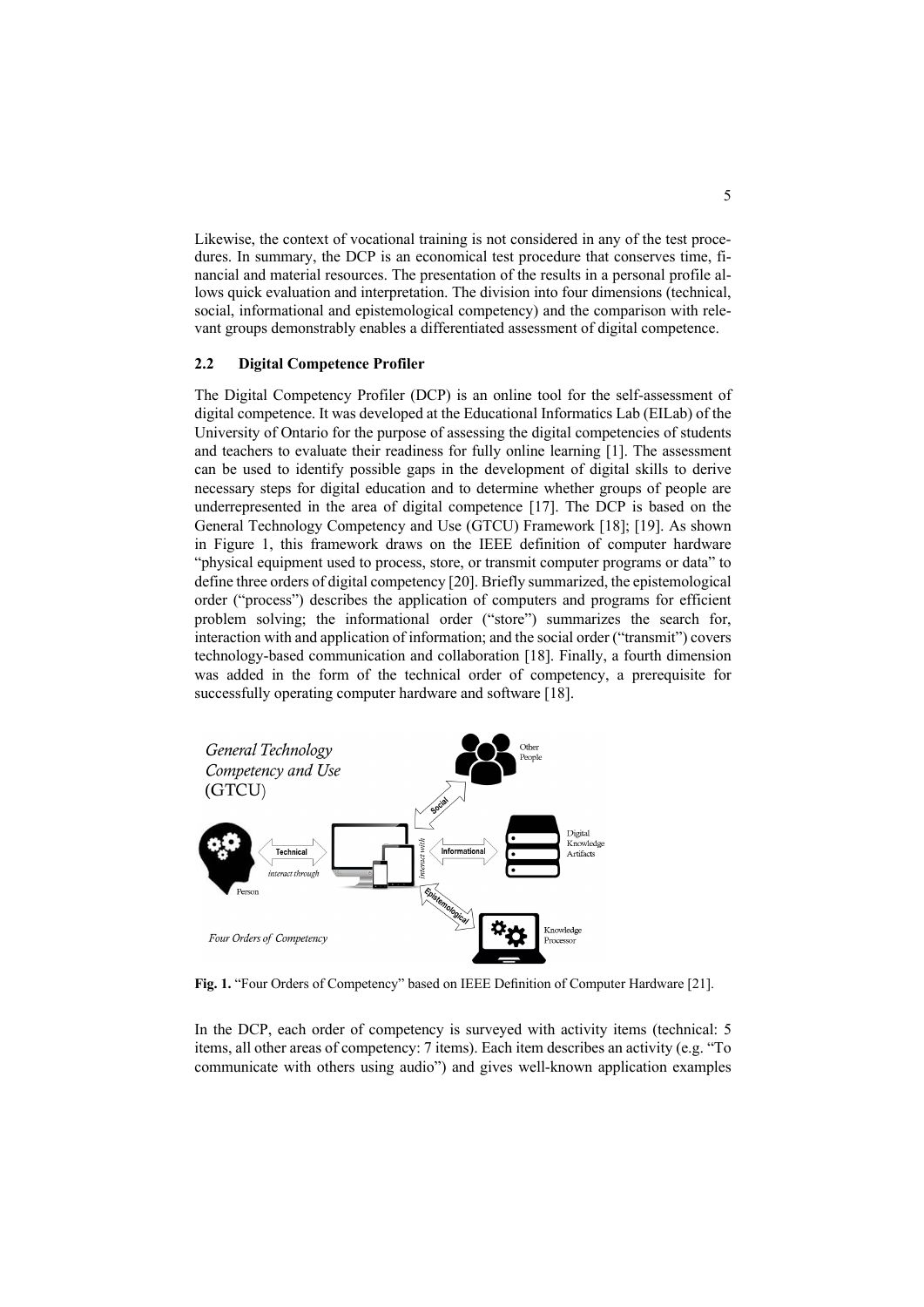Likewise, the context of vocational training is not considered in any of the test procedures. In summary, the DCP is an economical test procedure that conserves time, financial and material resources. The presentation of the results in a personal profile allows quick evaluation and interpretation. The division into four dimensions (technical, social, informational and epistemological competency) and the comparison with relevant groups demonstrably enables a differentiated assessment of digital competence.

### 2.2 Digital Competence Profiler

The Digital Competency Profiler (DCP) is an online tool for the self-assessment of digital competence. It was developed at the Educational Informatics Lab (EILab) of the University of Ontario for the purpose of assessing the digital competencies of students and teachers to evaluate their readiness for fully online learning [1]. The assessment can be used to identify possible gaps in the development of digital skills to derive necessary steps for digital education and to determine whether groups of people are underrepresented in the area of digital competence [17]. The DCP is based on the General Technology Competency and Use (GTCU) Framework [18]; [19]. As shown in Figure 1, this framework draws on the IEEE definition of computer hardware "physical equipment used to process, store, or transmit computer programs or data" to define three orders of digital competency [20]. Briefly summarized, the epistemological order ("process") describes the application of computers and programs for efficient problem solving; the informational order ("store") summarizes the search for, interaction with and application of information; and the social order ("transmit") covers technology-based communication and collaboration [18]. Finally, a fourth dimension was added in the form of the technical order of competency, a prerequisite for successfully operating computer hardware and software [18].

**Fig. 1.** "Four Orders of Competency" based on IEEE Definition of Computer Hardware [21].

In the DCP, each order of competency is surveyed with activity items (technical: 5 items, all other areas of competency: 7 items). Each item describes an activity (e.g. "To communicate with others using audio") and gives well-known application examples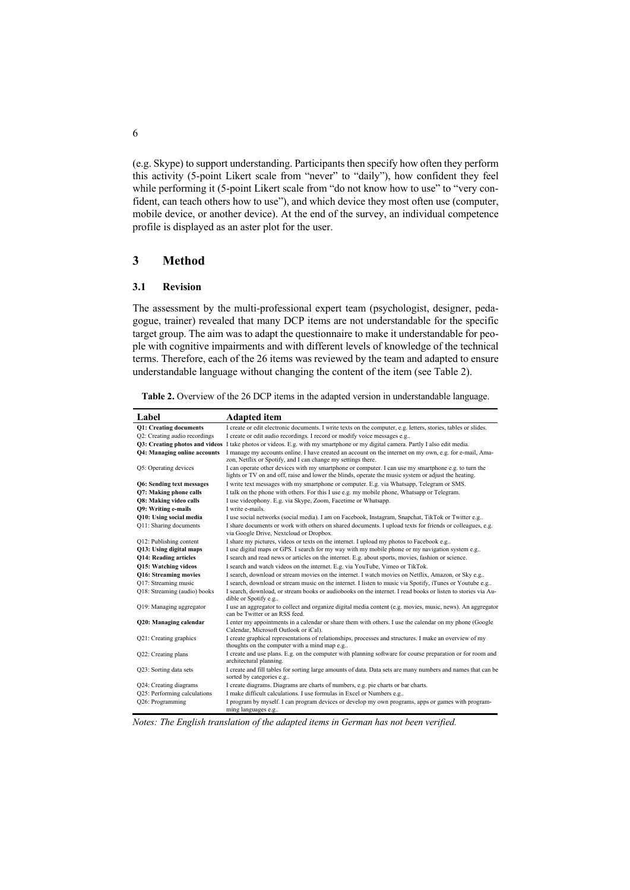(e.g. Skype) to support understanding. Participants then specify how often they perform this activity (5-point Likert scale from "never" to "daily"), how confident they feel while performing it (5-point Likert scale from "do not know how to use" to "very confident, can teach others how to use"), and which device they most often use (computer, mobile device, or another device). At the end of the survey, an individual competence profile is displayed as an aster plot for the user.

# 3 Method

## 3.1 Revision

The assessment by the multi-professional expert team (psychologist, designer, pedagogue, trainer) revealed that many DCP items are not understandable for the specific target group. The aim was to adapt the questionnaire to make it understandable for people with cognitive impairments and with different levels of knowledge of the technical terms. Therefore, each of the 26 items was reviewed by the team and adapted to ensure understandable language without changing the content of the item (see Table 2).

**Table 2.** Overview of the 26 DCP items in the adapted version in understandable language.

| Label | Adapted item |
|---|---|
| **Q1: Creating documents** | I create or edit electronic documents. I write texts on the computer, e.g. letters, stories, tables or slides. |
| Q2: Creating audio recordings | I create or edit audio recordings. I record or modify voice messages e.g.. |
| **Q3: Creating photos and videos** | I take photos or videos. E.g. with my smartphone or my digital camera. Partly I also edit media. |
| **Q4: Managing online accounts** | I manage my accounts online. I have created an account on the internet on my own, e.g. for e-mail, Amazon, Netflix or Spotify, and I can change my settings there. |
| Q5: Operating devices | I can operate other devices with my smartphone or computer. I can use my smartphone e.g. to turn the lights or TV on and off, raise and lower the blinds, operate the music system or adjust the heating. |
| **Q6: Sending text messages** | I write text messages with my smartphone or computer. E.g. via Whatsapp, Telegram or SMS. |
| **Q7: Making phone calls** | I talk on the phone with others. For this I use e.g. my mobile phone, Whatsapp or Telegram. |
| **Q8: Making video calls** | I use videophony. E.g. via Skype, Zoom, Facetime or Whatsapp. |
| **Q9: Writing e-mails** | I write e-mails. |
| **Q10: Using social media** | I use social networks (social media). I am on Facebook, Instagram, Snapchat, TikTok or Twitter e.g.. |
| Q11: Sharing documents | I share documents or work with others on shared documents. I upload texts for friends or colleagues, e.g. via Google Drive, Nextcloud or Dropbox. |
| Q12: Publishing content | I share my pictures, videos or texts on the internet. I upload my photos to Facebook e.g.. |
| **Q13: Using digital maps** | I use digital maps or GPS. I search for my way with my mobile phone or my navigation system e.g.. |
| **Q14: Reading articles** | I search and read news or articles on the internet. E.g. about sports, movies, fashion or science. |
| **Q15: Watching videos** | I search and watch videos on the internet. E.g. via YouTube, Vimeo or TikTok. |
| **Q16: Streaming movies** | I search, download or stream movies on the internet. I watch movies on Netflix, Amazon, or Sky e.g.. |
| Q17: Streaming music | I search, download or stream music on the internet. I listen to music via Spotify, iTunes or Youtube e.g.. |
| Q18: Streaming (audio) books | I search, download, or stream books or audiobooks on the internet. I read books or listen to stories via Audible or Spotify e.g.. |
| Q19: Managing aggregator | I use an aggregator to collect and organize digital media content (e.g. movies, music, news). An aggregator can be Twitter or an RSS feed. |
| **Q20: Managing calendar** | I enter my appointments in a calendar or share them with others. I use the calendar on my phone (Google Calendar, Microsoft Outlook or iCal). |
| Q21: Creating graphics | I create graphical representations of relationships, processes and structures. I make an overview of my thoughts on the computer with a mind map e.g.. |
| Q22: Creating plans | I create and use plans. E.g. on the computer with planning software for course preparation or for room and architectural planning. |
| Q23: Sorting data sets | I create and fill tables for sorting large amounts of data. Data sets are many numbers and names that can be sorted by categories e.g.. |
| Q24: Creating diagrams | I create diagrams. Diagrams are charts of numbers, e.g. pie charts or bar charts. |
| Q25: Performing calculations | I make difficult calculations. I use formulas in Excel or Numbers e.g.. |
| Q26: Programming | I program by myself. I can program devices or develop my own programs, apps or games with programming languages e.g.. |

*Notes: The English translation of the adapted items in German has not been verified.*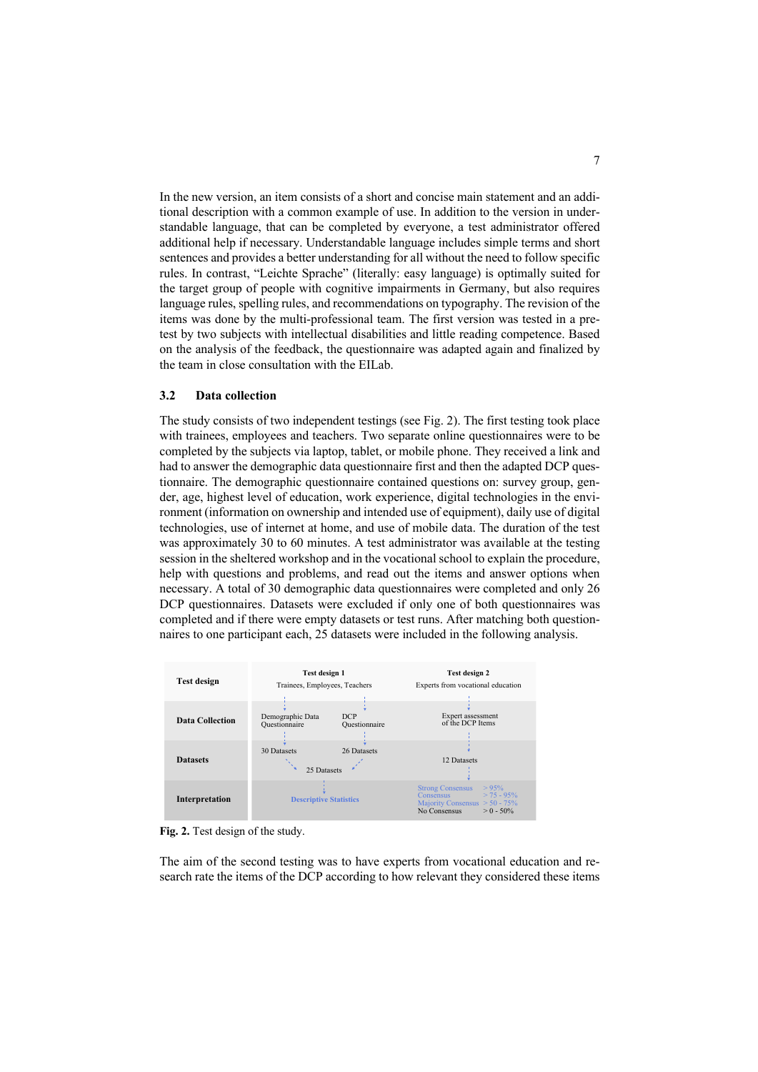In the new version, an item consists of a short and concise main statement and an additional description with a common example of use. In addition to the version in understandable language, that can be completed by everyone, a test administrator offered additional help if necessary. Understandable language includes simple terms and short sentences and provides a better understanding for all without the need to follow specific rules. In contrast, "Leichte Sprache" (literally: easy language) is optimally suited for the target group of people with cognitive impairments in Germany, but also requires language rules, spelling rules, and recommendations on typography. The revision of the items was done by the multi-professional team. The first version was tested in a pre-test by two subjects with intellectual disabilities and little reading competence. Based on the analysis of the feedback, the questionnaire was adapted again and finalized by the team in close consultation with the EILab.

### 3.2 Data collection

The study consists of two independent testings (see Fig. 2). The first testing took place with trainees, employees and teachers. Two separate online questionnaires were to be completed by the subjects via laptop, tablet, or mobile phone. They received a link and had to answer the demographic data questionnaire first and then the adapted DCP questionnaire. The demographic questionnaire contained questions on: survey group, gender, age, highest level of education, work experience, digital technologies in the environment (information on ownership and intended use of equipment), daily use of digital technologies, use of internet at home, and use of mobile data. The duration of the test was approximately 30 to 60 minutes. A test administrator was available at the testing session in the sheltered workshop and in the vocational school to explain the procedure, help with questions and problems, and read out the items and answer options when necessary. A total of 30 demographic data questionnaires were completed and only 26 DCP questionnaires. Datasets were excluded if only one of both questionnaires was completed and if there were empty datasets or test runs. After matching both questionnaires to one participant each, 25 datasets were included in the following analysis.

| **Test design** | **Test design 1**<br>Trainees, Employees, Teachers | | **Test design 2**<br>Experts from vocational education |
|---|---|---|---|
| **Data Collection** | Demographic Data Questionnaire | DCP Questionnaire | Expert assessment of the DCP Items |
| **Datasets** | 30 Datasets | 26 Datasets | 12 Datasets |
| | 25 Datasets | | |
| **Interpretation** | Descriptive Statistics | | Strong Consensus > 95%<br>Consensus > 75 - 95%<br>Majority Consensus > 50 - 75%<br>No Consensus > 0 - 50% |

**Fig. 2.** Test design of the study.

The aim of the second testing was to have experts from vocational education and research rate the items of the DCP according to how relevant they considered these items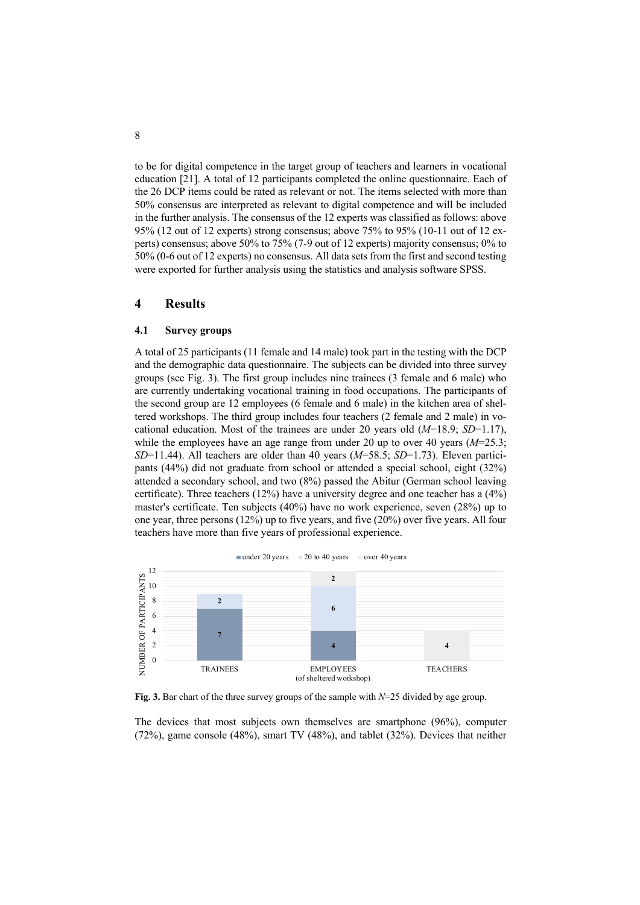to be for digital competence in the target group of teachers and learners in vocational education [21]. A total of 12 participants completed the online questionnaire. Each of the 26 DCP items could be rated as relevant or not. The items selected with more than 50% consensus are interpreted as relevant to digital competence and will be included in the further analysis. The consensus of the 12 experts was classified as follows: above 95% (12 out of 12 experts) strong consensus; above 75% to 95% (10-11 out of 12 experts) consensus; above 50% to 75% (7-9 out of 12 experts) majority consensus; 0% to 50% (0-6 out of 12 experts) no consensus. All data sets from the first and second testing were exported for further analysis using the statistics and analysis software SPSS.

## 4 Results

### 4.1 Survey groups

A total of 25 participants (11 female and 14 male) took part in the testing with the DCP and the demographic data questionnaire. The subjects can be divided into three survey groups (see Fig. 3). The first group includes nine trainees (3 female and 6 male) who are currently undertaking vocational training in food occupations. The participants of the second group are 12 employees (6 female and 6 male) in the kitchen area of sheltered workshops. The third group includes four teachers (2 female and 2 male) in vocational education. Most of the trainees are under 20 years old ($M$=18.9; $SD$=1.17), while the employees have an age range from under 20 up to over 40 years ($M$=25.3; $SD$=11.44). All teachers are older than 40 years ($M$=58.5; $SD$=1.73). Eleven participants (44%) did not graduate from school or attended a special school, eight (32%) attended a secondary school, and two (8%) passed the Abitur (German school leaving certificate). Three teachers (12%) have a university degree and one teacher has a (4%) master's certificate. Ten subjects (40%) have no work experience, seven (28%) up to one year, three persons (12%) up to five years, and five (20%) over five years. All four teachers have more than five years of professional experience.

| | under 20 years | 20 to 40 years | over 40 years |
|---|---|---|---|
| TRAINEES | 7 | 2 | |
| EMPLOYEES (of sheltered workshop) | 4 | 6 | 2 |
| TEACHERS | | | 4 |

**Fig. 3.** Bar chart of the three survey groups of the sample with $N$=25 divided by age group.

The devices that most subjects own themselves are smartphone (96%), computer (72%), game console (48%), smart TV (48%), and tablet (32%). Devices that neither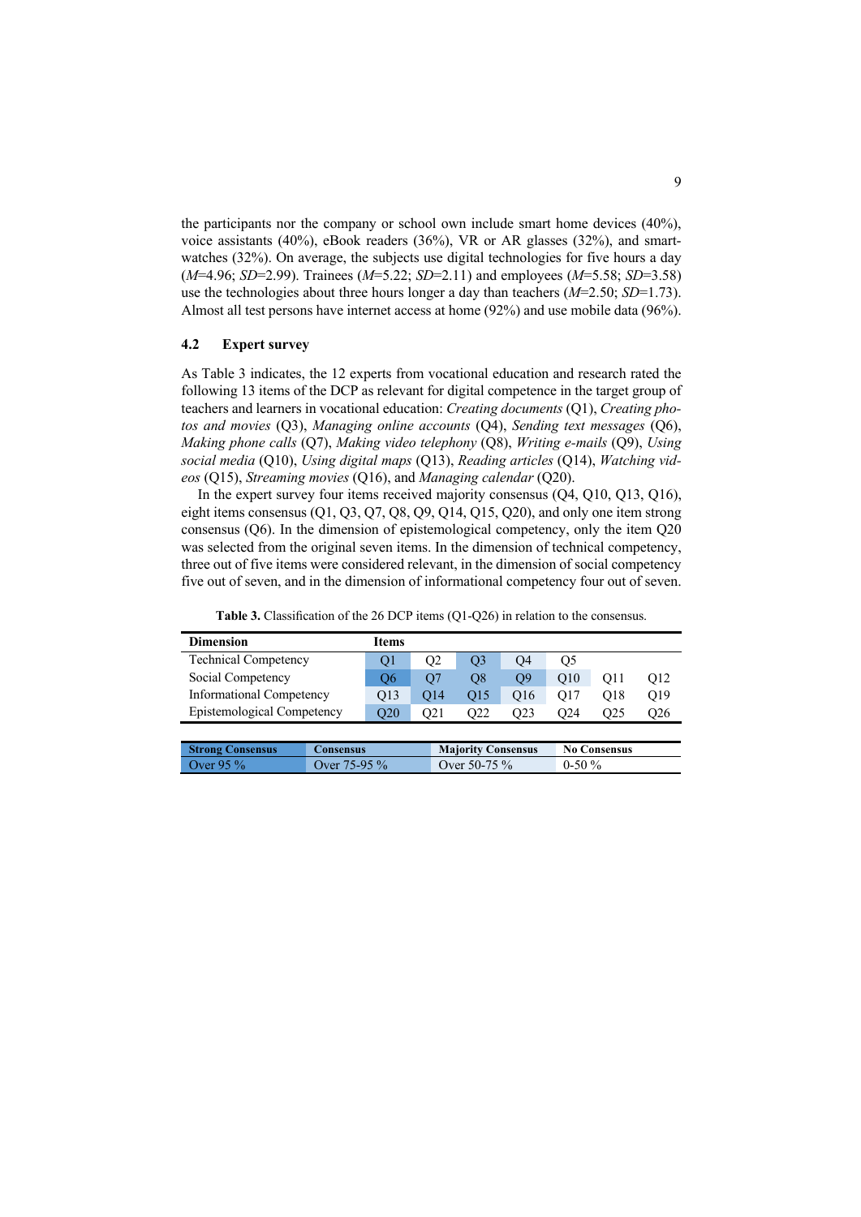the participants nor the company or school own include smart home devices (40%), voice assistants (40%), eBook readers (36%), VR or AR glasses (32%), and smartwatches (32%). On average, the subjects use digital technologies for five hours a day (*M*=4.96; *SD*=2.99). Trainees (*M*=5.22; *SD*=2.11) and employees (*M*=5.58; *SD*=3.58) use the technologies about three hours longer a day than teachers (*M*=2.50; *SD*=1.73). Almost all test persons have internet access at home (92%) and use mobile data (96%).

### 4.2 Expert survey

As Table 3 indicates, the 12 experts from vocational education and research rated the following 13 items of the DCP as relevant for digital competence in the target group of teachers and learners in vocational education: *Creating documents* (Q1), *Creating photos and movies* (Q3), *Managing online accounts* (Q4), *Sending text messages* (Q6), *Making phone calls* (Q7), *Making video telephony* (Q8), *Writing e-mails* (Q9), *Using social media* (Q10), *Using digital maps* (Q13), *Reading articles* (Q14), *Watching videos* (Q15), *Streaming movies* (Q16), and *Managing calendar* (Q20).

In the expert survey four items received majority consensus (Q4, Q10, Q13, Q16), eight items consensus (Q1, Q3, Q7, Q8, Q9, Q14, Q15, Q20), and only one item strong consensus (Q6). In the dimension of epistemological competency, only the item Q20 was selected from the original seven items. In the dimension of technical competency, three out of five items were considered relevant, in the dimension of social competency five out of seven, and in the dimension of informational competency four out of seven.

**Table 3.** Classification of the 26 DCP items (Q1-Q26) in relation to the consensus.

| Dimension | Items | | | | | | |
|---|---|---|---|---|---|---|---|
| Technical Competency | Q1 | Q2 | Q3 | Q4 | Q5 | | |
| Social Competency | Q6 | Q7 | Q8 | Q9 | Q10 | Q11 | Q12 |
| Informational Competency | Q13 | Q14 | Q15 | Q16 | Q17 | Q18 | Q19 |
| Epistemological Competency | Q20 | Q21 | Q22 | Q23 | Q24 | Q25 | Q26 |

| Strong Consensus | Consensus | Majority Consensus | No Consensus |
|---|---|---|---|
| Over 95 % | Over 75-95 % | Over 50-75 % | 0-50 % |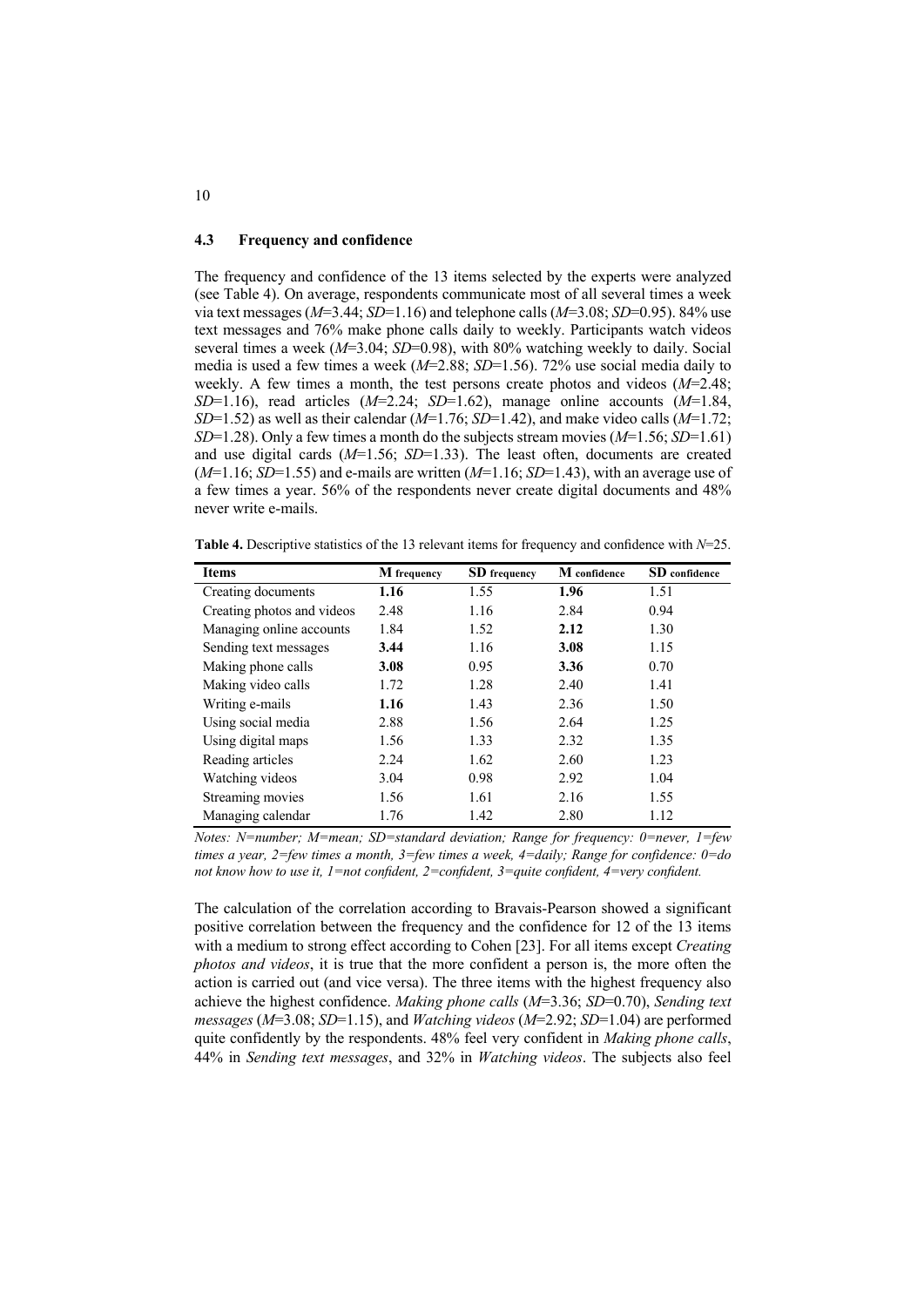### 4.3 Frequency and confidence

The frequency and confidence of the 13 items selected by the experts were analyzed (see Table 4). On average, respondents communicate most of all several times a week via text messages ($M$=3.44; $SD$=1.16) and telephone calls ($M$=3.08; $SD$=0.95). 84% use text messages and 76% make phone calls daily to weekly. Participants watch videos several times a week ($M$=3.04; $SD$=0.98), with 80% watching weekly to daily. Social media is used a few times a week ($M$=2.88; $SD$=1.56). 72% use social media daily to weekly. A few times a month, the test persons create photos and videos ($M$=2.48; $SD$=1.16), read articles ($M$=2.24; $SD$=1.62), manage online accounts ($M$=1.84, $SD$=1.52) as well as their calendar ($M$=1.76; $SD$=1.42), and make video calls ($M$=1.72; $SD$=1.28). Only a few times a month do the subjects stream movies ($M$=1.56; $SD$=1.61) and use digital cards ($M$=1.56; $SD$=1.33). The least often, documents are created ($M$=1.16; $SD$=1.55) and e-mails are written ($M$=1.16; $SD$=1.43), with an average use of a few times a year. 56% of the respondents never create digital documents and 48% never write e-mails.

**Table 4.** Descriptive statistics of the 13 relevant items for frequency and confidence with $N$=25.

| Items | M frequency | SD frequency | M confidence | SD confidence |
|---|---|---|---|---|
| Creating documents | **1.16** | 1.55 | **1.96** | 1.51 |
| Creating photos and videos | 2.48 | 1.16 | 2.84 | 0.94 |
| Managing online accounts | 1.84 | 1.52 | **2.12** | 1.30 |
| Sending text messages | **3.44** | 1.16 | **3.08** | 1.15 |
| Making phone calls | **3.08** | 0.95 | **3.36** | 0.70 |
| Making video calls | 1.72 | 1.28 | 2.40 | 1.41 |
| Writing e-mails | **1.16** | 1.43 | 2.36 | 1.50 |
| Using social media | 2.88 | 1.56 | 2.64 | 1.25 |
| Using digital maps | 1.56 | 1.33 | 2.32 | 1.35 |
| Reading articles | 2.24 | 1.62 | 2.60 | 1.23 |
| Watching videos | 3.04 | 0.98 | 2.92 | 1.04 |
| Streaming movies | 1.56 | 1.61 | 2.16 | 1.55 |
| Managing calendar | 1.76 | 1.42 | 2.80 | 1.12 |

*Notes: N=number; M=mean; SD=standard deviation; Range for frequency: 0=never, 1=few times a year, 2=few times a month, 3=few times a week, 4=daily; Range for confidence: 0=do not know how to use it, 1=not confident, 2=confident, 3=quite confident, 4=very confident.*

The calculation of the correlation according to Bravais-Pearson showed a significant positive correlation between the frequency and the confidence for 12 of the 13 items with a medium to strong effect according to Cohen [23]. For all items except *Creating photos and videos*, it is true that the more confident a person is, the more often the action is carried out (and vice versa). The three items with the highest frequency also achieve the highest confidence. *Making phone calls* ($M$=3.36; $SD$=0.70), *Sending text messages* ($M$=3.08; $SD$=1.15), and *Watching videos* ($M$=2.92; $SD$=1.04) are performed quite confidently by the respondents. 48% feel very confident in *Making phone calls*, 44% in *Sending text messages*, and 32% in *Watching videos*. The subjects also feel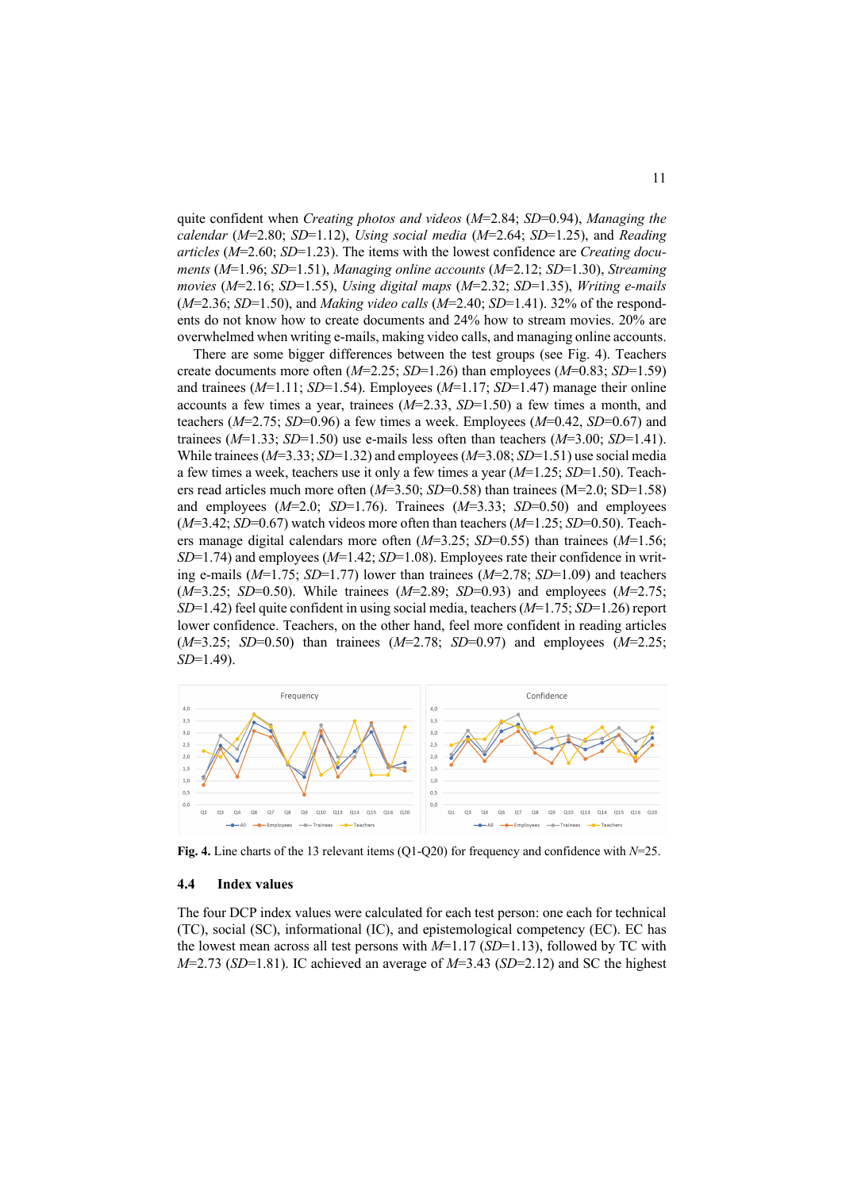quite confident when *Creating photos and videos* (*M*=2.84; *SD*=0.94), *Managing the calendar* (*M*=2.80; *SD*=1.12), *Using social media* (*M*=2.64; *SD*=1.25), and *Reading articles* (*M*=2.60; *SD*=1.23). The items with the lowest confidence are *Creating documents* (*M*=1.96; *SD*=1.51), *Managing online accounts* (*M*=2.12; *SD*=1.30), *Streaming movies* (*M*=2.16; *SD*=1.55), *Using digital maps* (*M*=2.32; *SD*=1.35), *Writing e-mails* (*M*=2.36; *SD*=1.50), and *Making video calls* (*M*=2.40; *SD*=1.41). 32% of the respondents do not know how to create documents and 24% how to stream movies. 20% are overwhelmed when writing e-mails, making video calls, and managing online accounts.

There are some bigger differences between the test groups (see Fig. 4). Teachers create documents more often (*M*=2.25; *SD*=1.26) than employees (*M*=0.83; *SD*=1.59) and trainees (*M*=1.11; *SD*=1.54). Employees (*M*=1.17; *SD*=1.47) manage their online accounts a few times a year, trainees (*M*=2.33, *SD*=1.50) a few times a month, and teachers (*M*=2.75; *SD*=0.96) a few times a week. Employees (*M*=0.42, *SD*=0.67) and trainees (*M*=1.33; *SD*=1.50) use e-mails less often than teachers (*M*=3.00; *SD*=1.41). While trainees (*M*=3.33; *SD*=1.32) and employees (*M*=3.08; *SD*=1.51) use social media a few times a week, teachers use it only a few times a year (*M*=1.25; *SD*=1.50). Teachers read articles much more often (*M*=3.50; *SD*=0.58) than trainees (M=2.0; SD=1.58) and employees (*M*=2.0; *SD*=1.76). Trainees (*M*=3.33; *SD*=0.50) and employees (*M*=3.42; *SD*=0.67) watch videos more often than teachers (*M*=1.25; *SD*=0.50). Teachers manage digital calendars more often (*M*=3.25; *SD*=0.55) than trainees (*M*=1.56; *SD*=1.74) and employees (*M*=1.42; *SD*=1.08). Employees rate their confidence in writing e-mails (*M*=1.75; *SD*=1.77) lower than trainees (*M*=2.78; *SD*=1.09) and teachers (*M*=3.25; *SD*=0.50). While trainees (*M*=2.89; *SD*=0.93) and employees (*M*=2.75; *SD*=1.42) feel quite confident in using social media, teachers (*M*=1.75; *SD*=1.26) report lower confidence. Teachers, on the other hand, feel more confident in reading articles (*M*=3.25; *SD*=0.50) than trainees (*M*=2.78; *SD*=0.97) and employees (*M*=2.25; *SD*=1.49).

**Fig. 4.** Line charts of the 13 relevant items (Q1-Q20) for frequency and confidence with *N*=25.

### 4.4 Index values

The four DCP index values were calculated for each test person: one each for technical (TC), social (SC), informational (IC), and epistemological competency (EC). EC has the lowest mean across all test persons with *M*=1.17 (*SD*=1.13), followed by TC with *M*=2.73 (*SD*=1.81). IC achieved an average of *M*=3.43 (*SD*=2.12) and SC the highest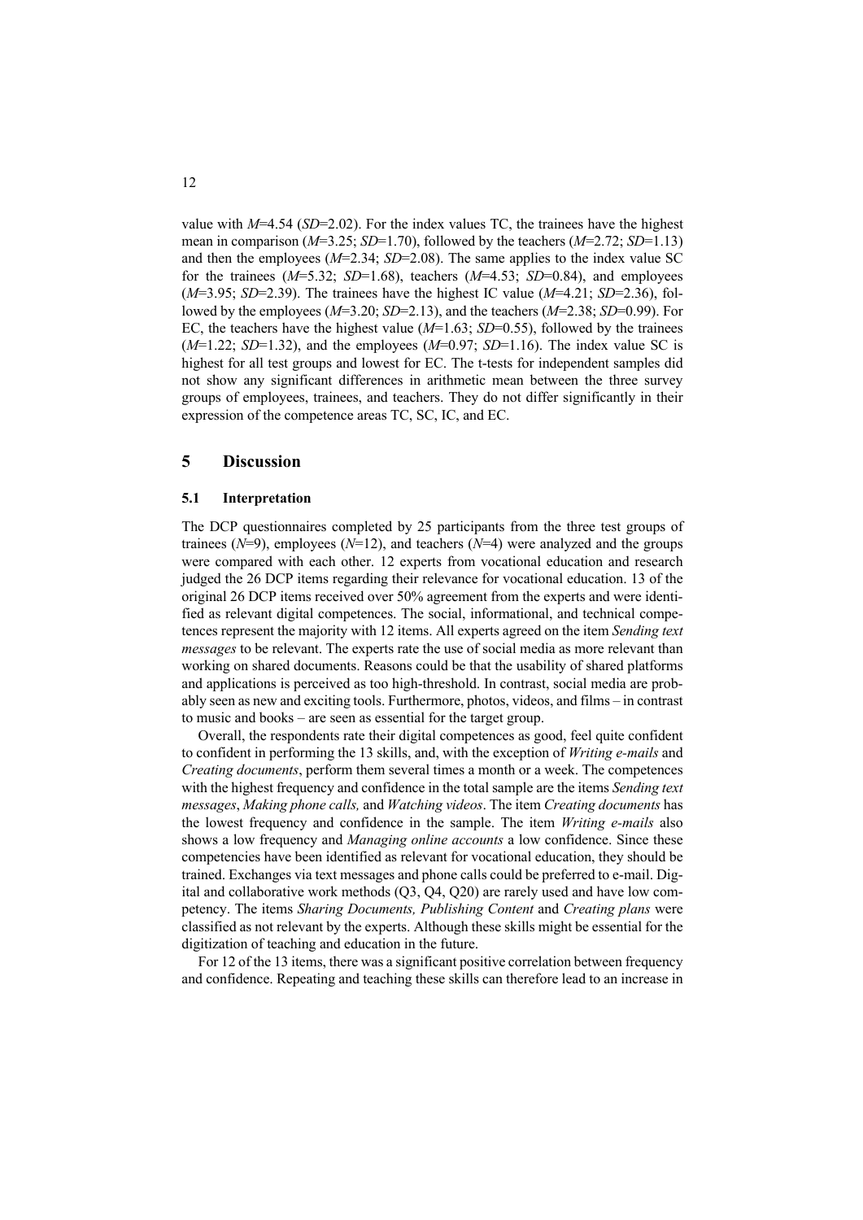value with $M$=4.54 ($SD$=2.02). For the index values TC, the trainees have the highest mean in comparison ($M$=3.25; $SD$=1.70), followed by the teachers ($M$=2.72; $SD$=1.13) and then the employees ($M$=2.34; $SD$=2.08). The same applies to the index value SC for the trainees ($M$=5.32; $SD$=1.68), teachers ($M$=4.53; $SD$=0.84), and employees ($M$=3.95; $SD$=2.39). The trainees have the highest IC value ($M$=4.21; $SD$=2.36), followed by the employees ($M$=3.20; $SD$=2.13), and the teachers ($M$=2.38; $SD$=0.99). For EC, the teachers have the highest value ($M$=1.63; $SD$=0.55), followed by the trainees ($M$=1.22; $SD$=1.32), and the employees ($M$=0.97; $SD$=1.16). The index value SC is highest for all test groups and lowest for EC. The t-tests for independent samples did not show any significant differences in arithmetic mean between the three survey groups of employees, trainees, and teachers. They do not differ significantly in their expression of the competence areas TC, SC, IC, and EC.

## 5 Discussion

### 5.1 Interpretation

The DCP questionnaires completed by 25 participants from the three test groups of trainees ($N$=9), employees ($N$=12), and teachers ($N$=4) were analyzed and the groups were compared with each other. 12 experts from vocational education and research judged the 26 DCP items regarding their relevance for vocational education. 13 of the original 26 DCP items received over 50% agreement from the experts and were identified as relevant digital competences. The social, informational, and technical competences represent the majority with 12 items. All experts agreed on the item *Sending text messages* to be relevant. The experts rate the use of social media as more relevant than working on shared documents. Reasons could be that the usability of shared platforms and applications is perceived as too high-threshold. In contrast, social media are probably seen as new and exciting tools. Furthermore, photos, videos, and films – in contrast to music and books – are seen as essential for the target group.

Overall, the respondents rate their digital competences as good, feel quite confident to confident in performing the 13 skills, and, with the exception of *Writing e-mails* and *Creating documents*, perform them several times a month or a week. The competences with the highest frequency and confidence in the total sample are the items *Sending text messages*, *Making phone calls,* and *Watching videos*. The item *Creating documents* has the lowest frequency and confidence in the sample. The item *Writing e-mails* also shows a low frequency and *Managing online accounts* a low confidence. Since these competencies have been identified as relevant for vocational education, they should be trained. Exchanges via text messages and phone calls could be preferred to e-mail. Digital and collaborative work methods (Q3, Q4, Q20) are rarely used and have low competency. The items *Sharing Documents, Publishing Content* and *Creating plans* were classified as not relevant by the experts. Although these skills might be essential for the digitization of teaching and education in the future.

For 12 of the 13 items, there was a significant positive correlation between frequency and confidence. Repeating and teaching these skills can therefore lead to an increase in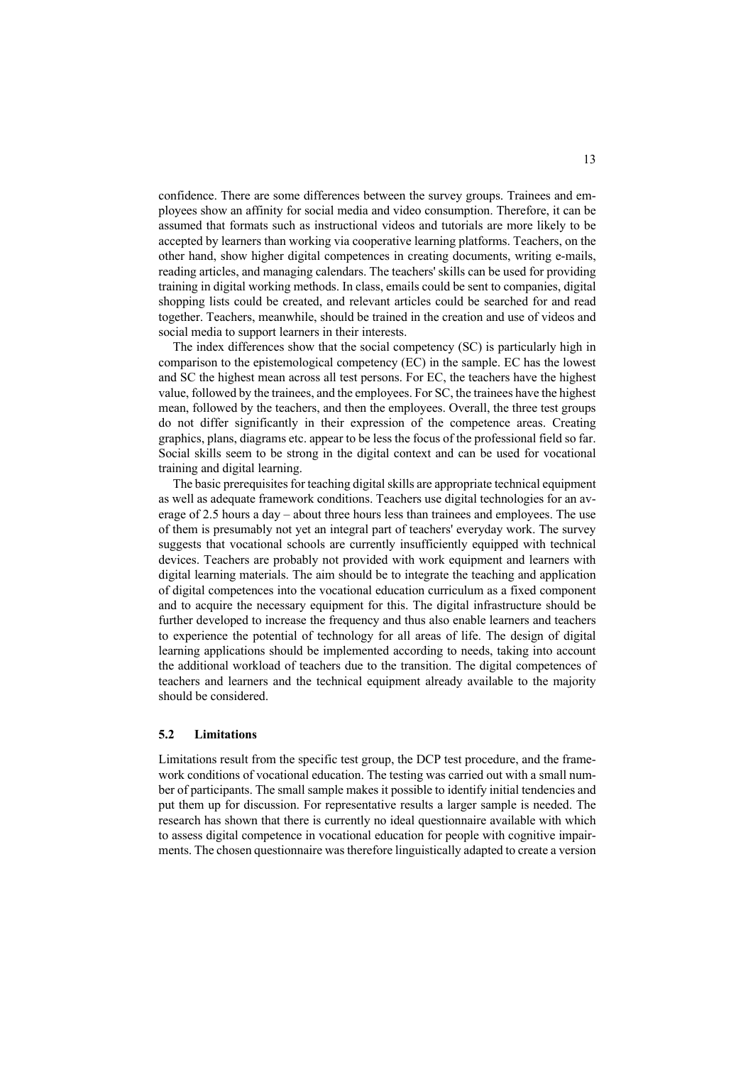confidence. There are some differences between the survey groups. Trainees and employees show an affinity for social media and video consumption. Therefore, it can be assumed that formats such as instructional videos and tutorials are more likely to be accepted by learners than working via cooperative learning platforms. Teachers, on the other hand, show higher digital competences in creating documents, writing e-mails, reading articles, and managing calendars. The teachers' skills can be used for providing training in digital working methods. In class, emails could be sent to companies, digital shopping lists could be created, and relevant articles could be searched for and read together. Teachers, meanwhile, should be trained in the creation and use of videos and social media to support learners in their interests.

The index differences show that the social competency (SC) is particularly high in comparison to the epistemological competency (EC) in the sample. EC has the lowest and SC the highest mean across all test persons. For EC, the teachers have the highest value, followed by the trainees, and the employees. For SC, the trainees have the highest mean, followed by the teachers, and then the employees. Overall, the three test groups do not differ significantly in their expression of the competence areas. Creating graphics, plans, diagrams etc. appear to be less the focus of the professional field so far. Social skills seem to be strong in the digital context and can be used for vocational training and digital learning.

The basic prerequisites for teaching digital skills are appropriate technical equipment as well as adequate framework conditions. Teachers use digital technologies for an average of 2.5 hours a day – about three hours less than trainees and employees. The use of them is presumably not yet an integral part of teachers' everyday work. The survey suggests that vocational schools are currently insufficiently equipped with technical devices. Teachers are probably not provided with work equipment and learners with digital learning materials. The aim should be to integrate the teaching and application of digital competences into the vocational education curriculum as a fixed component and to acquire the necessary equipment for this. The digital infrastructure should be further developed to increase the frequency and thus also enable learners and teachers to experience the potential of technology for all areas of life. The design of digital learning applications should be implemented according to needs, taking into account the additional workload of teachers due to the transition. The digital competences of teachers and learners and the technical equipment already available to the majority should be considered.

### 5.2 Limitations

Limitations result from the specific test group, the DCP test procedure, and the framework conditions of vocational education. The testing was carried out with a small number of participants. The small sample makes it possible to identify initial tendencies and put them up for discussion. For representative results a larger sample is needed. The research has shown that there is currently no ideal questionnaire available with which to assess digital competence in vocational education for people with cognitive impairments. The chosen questionnaire was therefore linguistically adapted to create a version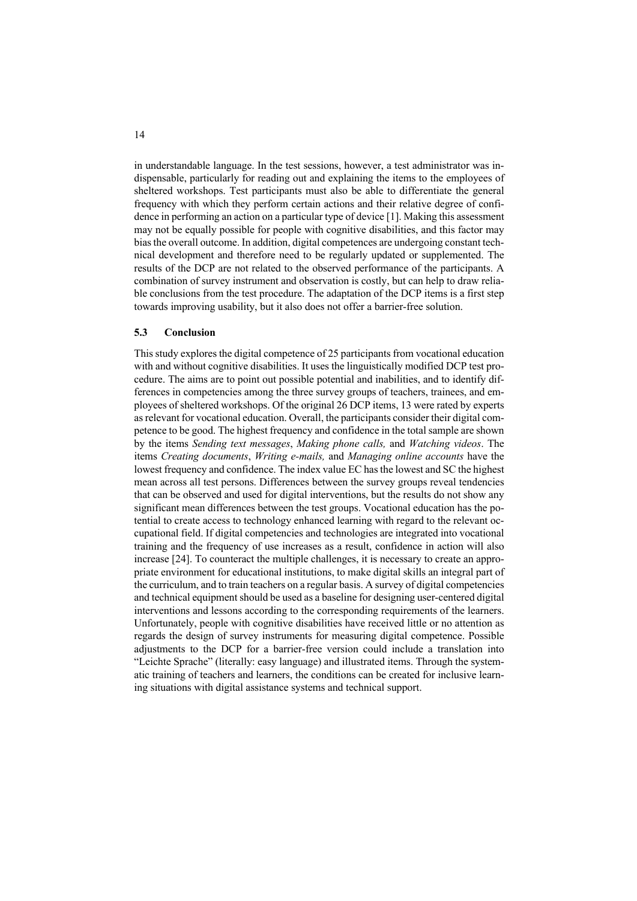in understandable language. In the test sessions, however, a test administrator was indispensable, particularly for reading out and explaining the items to the employees of sheltered workshops. Test participants must also be able to differentiate the general frequency with which they perform certain actions and their relative degree of confidence in performing an action on a particular type of device [1]. Making this assessment may not be equally possible for people with cognitive disabilities, and this factor may bias the overall outcome. In addition, digital competences are undergoing constant technical development and therefore need to be regularly updated or supplemented. The results of the DCP are not related to the observed performance of the participants. A combination of survey instrument and observation is costly, but can help to draw reliable conclusions from the test procedure. The adaptation of the DCP items is a first step towards improving usability, but it also does not offer a barrier-free solution.

### 5.3 Conclusion

This study explores the digital competence of 25 participants from vocational education with and without cognitive disabilities. It uses the linguistically modified DCP test procedure. The aims are to point out possible potential and inabilities, and to identify differences in competencies among the three survey groups of teachers, trainees, and employees of sheltered workshops. Of the original 26 DCP items, 13 were rated by experts as relevant for vocational education. Overall, the participants consider their digital competence to be good. The highest frequency and confidence in the total sample are shown by the items *Sending text messages*, *Making phone calls,* and *Watching videos*. The items *Creating documents*, *Writing e-mails,* and *Managing online accounts* have the lowest frequency and confidence. The index value EC has the lowest and SC the highest mean across all test persons. Differences between the survey groups reveal tendencies that can be observed and used for digital interventions, but the results do not show any significant mean differences between the test groups. Vocational education has the potential to create access to technology enhanced learning with regard to the relevant occupational field. If digital competencies and technologies are integrated into vocational training and the frequency of use increases as a result, confidence in action will also increase [24]. To counteract the multiple challenges, it is necessary to create an appropriate environment for educational institutions, to make digital skills an integral part of the curriculum, and to train teachers on a regular basis. A survey of digital competencies and technical equipment should be used as a baseline for designing user-centered digital interventions and lessons according to the corresponding requirements of the learners. Unfortunately, people with cognitive disabilities have received little or no attention as regards the design of survey instruments for measuring digital competence. Possible adjustments to the DCP for a barrier-free version could include a translation into "Leichte Sprache" (literally: easy language) and illustrated items. Through the systematic training of teachers and learners, the conditions can be created for inclusive learning situations with digital assistance systems and technical support.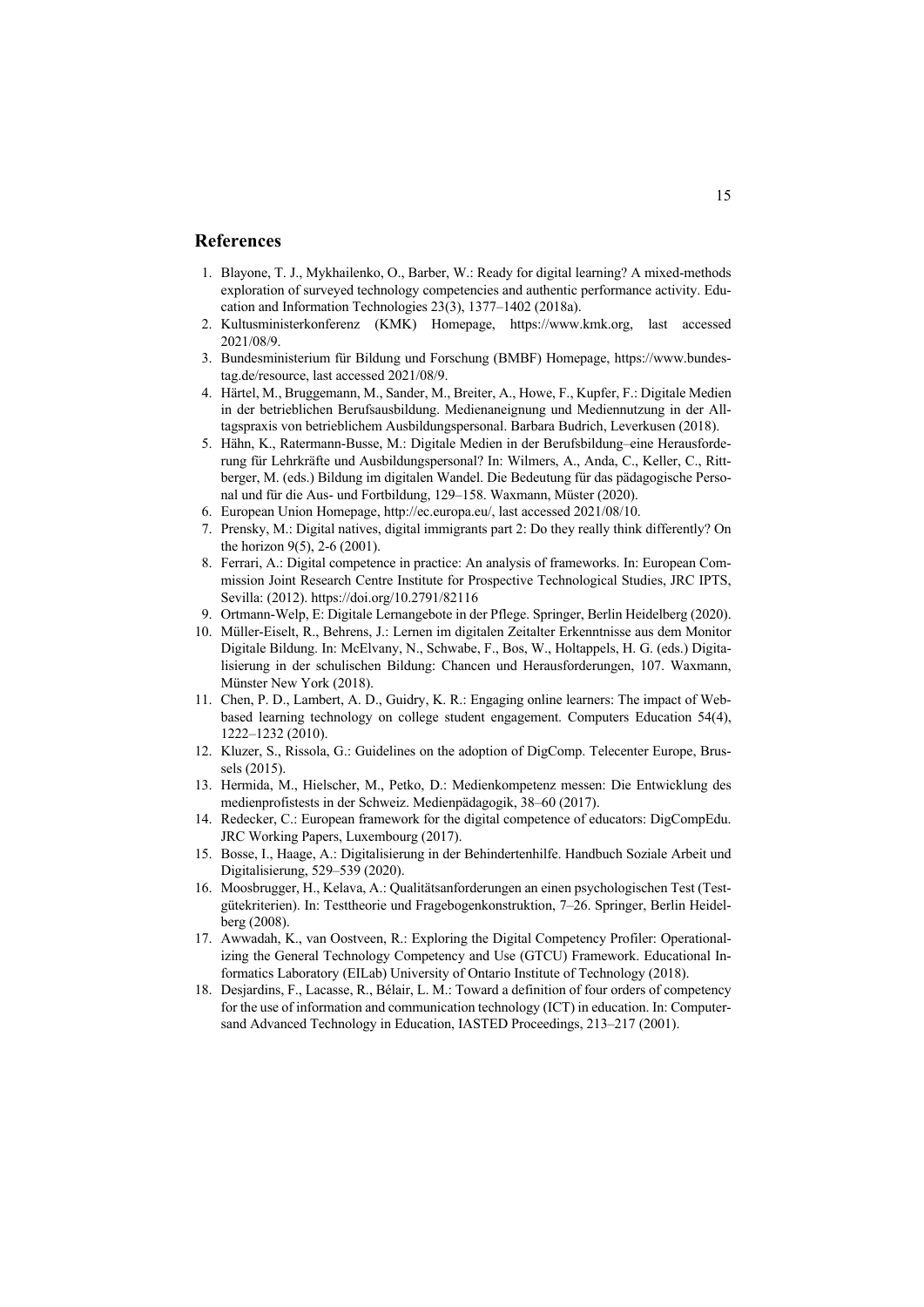## References

1. Blayone, T. J., Mykhailenko, O., Barber, W.: Ready for digital learning? A mixed-methods exploration of surveyed technology competencies and authentic performance activity. Education and Information Technologies 23(3), 1377–1402 (2018a).
2. Kultusministerkonferenz (KMK) Homepage, https://www.kmk.org, last accessed 2021/08/9.
3. Bundesministerium für Bildung und Forschung (BMBF) Homepage, https://www.bundestag.de/resource, last accessed 2021/08/9.
4. Härtel, M., Bruggemann, M., Sander, M., Breiter, A., Howe, F., Kupfer, F.: Digitale Medien in der betrieblichen Berufsausbildung. Medienaneignung und Mediennutzung in der Alltagspraxis von betrieblichem Ausbildungspersonal. Barbara Budrich, Leverkusen (2018).
5. Hähn, K., Ratermann-Busse, M.: Digitale Medien in der Berufsbildung–eine Herausforderung für Lehrkräfte und Ausbildungspersonal? In: Wilmers, A., Anda, C., Keller, C., Rittberger, M. (eds.) Bildung im digitalen Wandel. Die Bedeutung für das pädagogische Personal und für die Aus- und Fortbildung, 129–158. Waxmann, Müster (2020).
6. European Union Homepage, http://ec.europa.eu/, last accessed 2021/08/10.
7. Prensky, M.: Digital natives, digital immigrants part 2: Do they really think differently? On the horizon 9(5), 2-6 (2001).
8. Ferrari, A.: Digital competence in practice: An analysis of frameworks. In: European Commission Joint Research Centre Institute for Prospective Technological Studies, JRC IPTS, Sevilla: (2012). https://doi.org/10.2791/82116
9. Ortmann-Welp, E: Digitale Lernangebote in der Pflege. Springer, Berlin Heidelberg (2020).
10. Müller-Eiselt, R., Behrens, J.: Lernen im digitalen Zeitalter Erkenntnisse aus dem Monitor Digitale Bildung. In: McElvany, N., Schwabe, F., Bos, W., Holtappels, H. G. (eds.) Digitalisierung in der schulischen Bildung: Chancen und Herausforderungen, 107. Waxmann, Münster New York (2018).
11. Chen, P. D., Lambert, A. D., Guidry, K. R.: Engaging online learners: The impact of Web-based learning technology on college student engagement. Computers Education 54(4), 1222–1232 (2010).
12. Kluzer, S., Rissola, G.: Guidelines on the adoption of DigComp. Telecenter Europe, Brussels (2015).
13. Hermida, M., Hielscher, M., Petko, D.: Medienkompetenz messen: Die Entwicklung des medienprofistests in der Schweiz. Medienpädagogik, 38–60 (2017).
14. Redecker, C.: European framework for the digital competence of educators: DigCompEdu. JRC Working Papers, Luxembourg (2017).
15. Bosse, I., Haage, A.: Digitalisierung in der Behindertenhilfe. Handbuch Soziale Arbeit und Digitalisierung, 529–539 (2020).
16. Moosbrugger, H., Kelava, A.: Qualitätsanforderungen an einen psychologischen Test (Testgütekriterien). In: Testtheorie und Fragebogenkonstruktion, 7–26. Springer, Berlin Heidelberg (2008).
17. Awwadah, K., van Oostveen, R.: Exploring the Digital Competency Profiler: Operationalizing the General Technology Competency and Use (GTCU) Framework. Educational Informatics Laboratory (EILab) University of Ontario Institute of Technology (2018).
18. Desjardins, F., Lacasse, R., Bélair, L. M.: Toward a definition of four orders of competency for the use of information and communication technology (ICT) in education. In: Computersand Advanced Technology in Education, IASTED Proceedings, 213–217 (2001).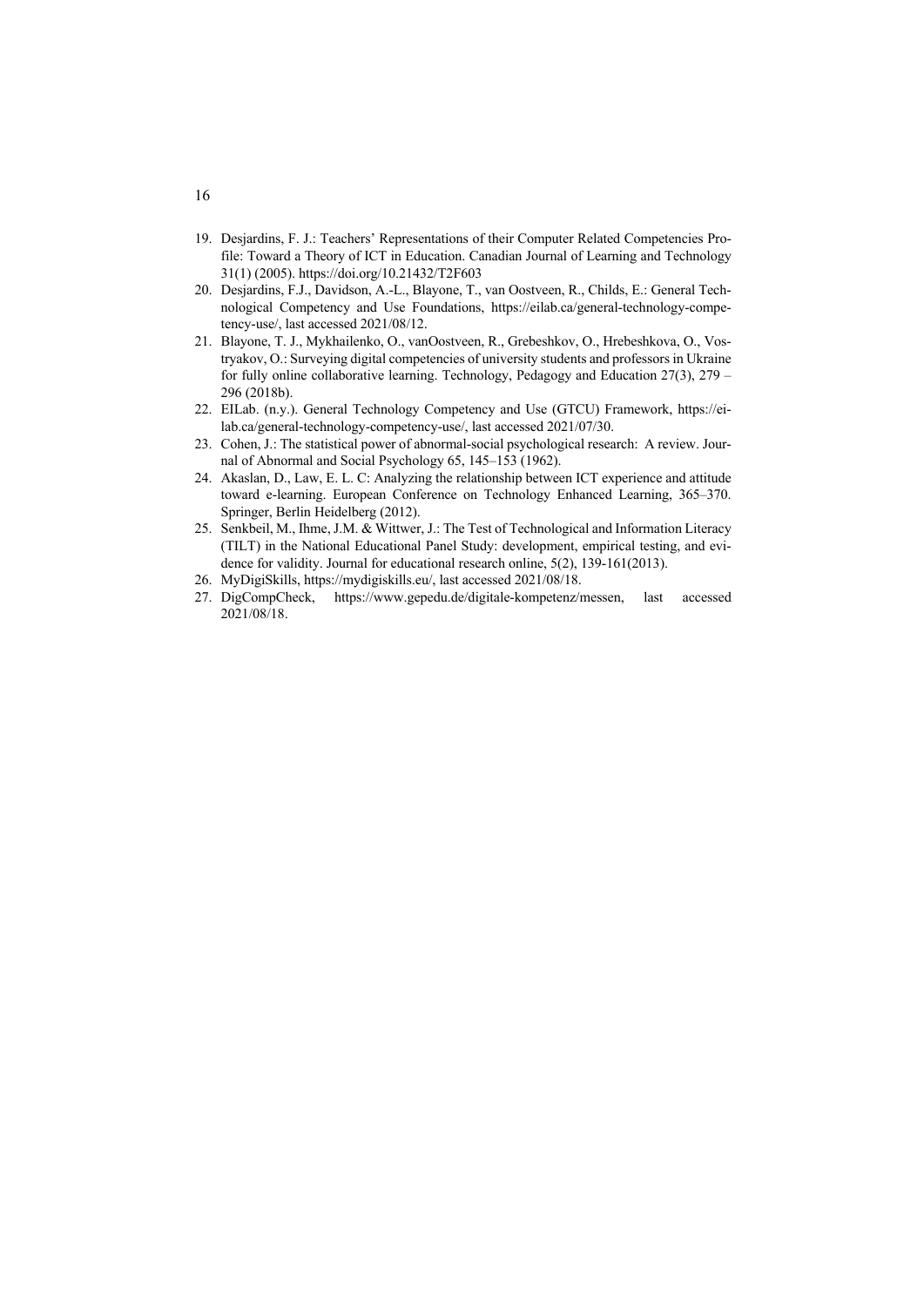19. Desjardins, F. J.: Teachers' Representations of their Computer Related Competencies Profile: Toward a Theory of ICT in Education. Canadian Journal of Learning and Technology 31(1) (2005). https://doi.org/10.21432/T2F603
20. Desjardins, F.J., Davidson, A.-L., Blayone, T., van Oostveen, R., Childs, E.: General Technological Competency and Use Foundations, https://eilab.ca/general-technology-competency-use/, last accessed 2021/08/12.
21. Blayone, T. J., Mykhailenko, O., vanOostveen, R., Grebeshkov, O., Hrebeshkova, O., Vostryakov, O.: Surveying digital competencies of university students and professors in Ukraine for fully online collaborative learning. Technology, Pedagogy and Education 27(3), 279 – 296 (2018b).
22. EILab. (n.y.). General Technology Competency and Use (GTCU) Framework, https://eilab.ca/general-technology-competency-use/, last accessed 2021/07/30.
23. Cohen, J.: The statistical power of abnormal-social psychological research: A review. Journal of Abnormal and Social Psychology 65, 145–153 (1962).
24. Akaslan, D., Law, E. L. C: Analyzing the relationship between ICT experience and attitude toward e-learning. European Conference on Technology Enhanced Learning, 365–370. Springer, Berlin Heidelberg (2012).
25. Senkbeil, M., Ihme, J.M. & Wittwer, J.: The Test of Technological and Information Literacy (TILT) in the National Educational Panel Study: development, empirical testing, and evidence for validity. Journal for educational research online, 5(2), 139-161(2013).
26. MyDigiSkills, https://mydigiskills.eu/, last accessed 2021/08/18.
27. DigCompCheck, https://www.gepedu.de/digitale-kompetenz/messen, last accessed 2021/08/18.